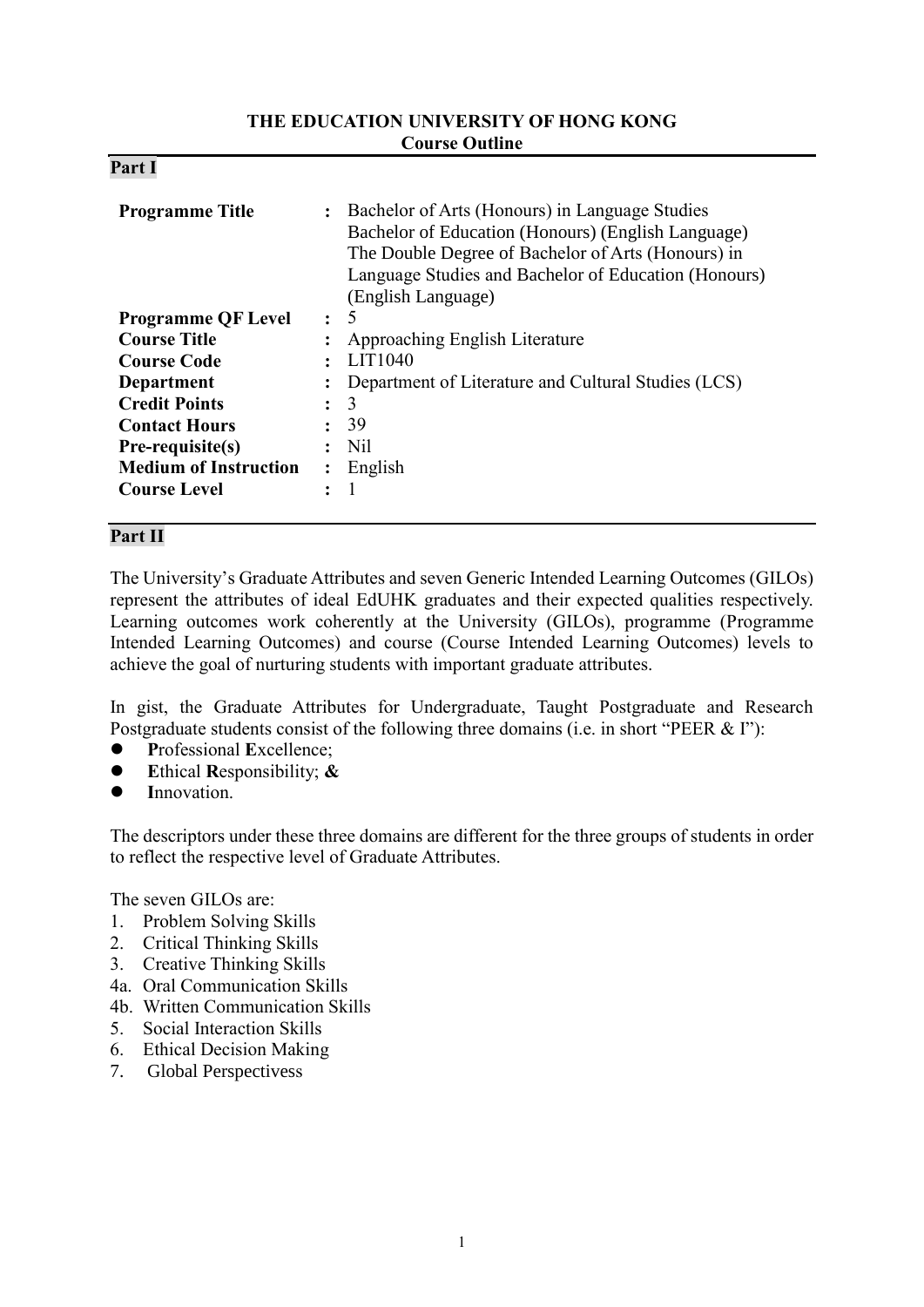**THE EDUCATION UNIVERSITY OF HONG KONG**
**Course Outline**

## Part I

| | | |
|---|---|---|
| **Programme Title** | : | Bachelor of Arts (Honours) in Language Studies<br>Bachelor of Education (Honours) (English Language)<br>The Double Degree of Bachelor of Arts (Honours) in Language Studies and Bachelor of Education (Honours) (English Language) |
| **Programme QF Level** | : | 5 |
| **Course Title** | : | Approaching English Literature |
| **Course Code** | : | LIT1040 |
| **Department** | : | Department of Literature and Cultural Studies (LCS) |
| **Credit Points** | : | 3 |
| **Contact Hours** | : | 39 |
| **Pre-requisite(s)** | : | Nil |
| **Medium of Instruction** | : | English |
| **Course Level** | : | 1 |

## Part II

The University's Graduate Attributes and seven Generic Intended Learning Outcomes (GILOs) represent the attributes of ideal EdUHK graduates and their expected qualities respectively. Learning outcomes work coherently at the University (GILOs), programme (Programme Intended Learning Outcomes) and course (Course Intended Learning Outcomes) levels to achieve the goal of nurturing students with important graduate attributes.

In gist, the Graduate Attributes for Undergraduate, Taught Postgraduate and Research Postgraduate students consist of the following three domains (i.e. in short "PEER & I"):

- **P**rofessional **E**xcellence;
- **E**thical **R**esponsibility; **&**
- **I**nnovation.

The descriptors under these three domains are different for the three groups of students in order to reflect the respective level of Graduate Attributes.

The seven GILOs are:

1. Problem Solving Skills
2. Critical Thinking Skills
3. Creative Thinking Skills

4a. Oral Communication Skills
4b. Written Communication Skills

5. Social Interaction Skills
6. Ethical Decision Making
7. Global Perspectivess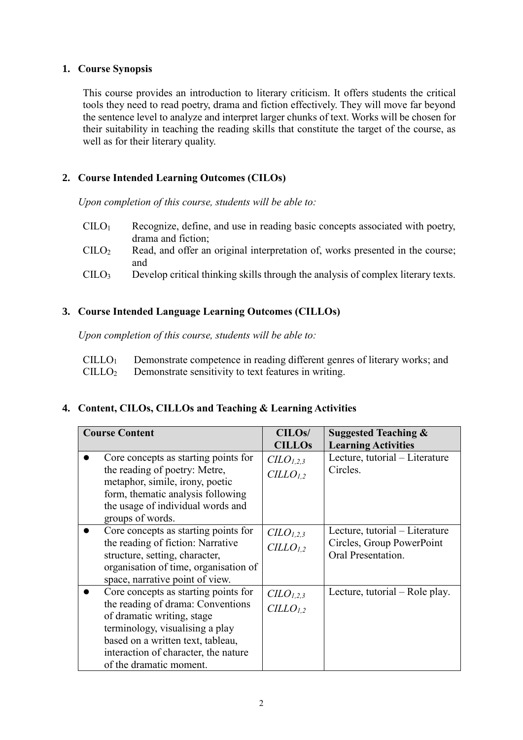## 1. Course Synopsis

This course provides an introduction to literary criticism. It offers students the critical tools they need to read poetry, drama and fiction effectively. They will move far beyond the sentence level to analyze and interpret larger chunks of text. Works will be chosen for their suitability in teaching the reading skills that constitute the target of the course, as well as for their literary quality.

## 2. Course Intended Learning Outcomes (CILOs)

*Upon completion of this course, students will be able to:*

- $CILO_1$ Recognize, define, and use in reading basic concepts associated with poetry, drama and fiction;
- $CILO_2$ Read, and offer an original interpretation of, works presented in the course; and
- $CILO_3$ Develop critical thinking skills through the analysis of complex literary texts.

## 3. Course Intended Language Learning Outcomes (CILLOs)

*Upon completion of this course, students will be able to:*

- $CILLO_1$ Demonstrate competence in reading different genres of literary works; and
- $CILLO_2$ Demonstrate sensitivity to text features in writing.

## 4. Content, CILOs, CILLOs and Teaching & Learning Activities

| Course Content | CILOs/ CILLOs | Suggested Teaching & Learning Activities |
|---|---|---|
| ● Core concepts as starting points for the reading of poetry: Metre, metaphor, simile, irony, poetic form, thematic analysis following the usage of individual words and groups of words. | $CILO_{1,2,3}$ $CILLO_{1,2}$ | Lecture, tutorial – Literature Circles. |
| ● Core concepts as starting points for the reading of fiction: Narrative structure, setting, character, organisation of time, organisation of space, narrative point of view. | $CILO_{1,2,3}$ $CILLO_{1,2}$ | Lecture, tutorial – Literature Circles, Group PowerPoint Oral Presentation. |
| ● Core concepts as starting points for the reading of drama: Conventions of dramatic writing, stage terminology, visualising a play based on a written text, tableau, interaction of character, the nature of the dramatic moment. | $CILO_{1,2,3}$ $CILLO_{1,2}$ | Lecture, tutorial – Role play. |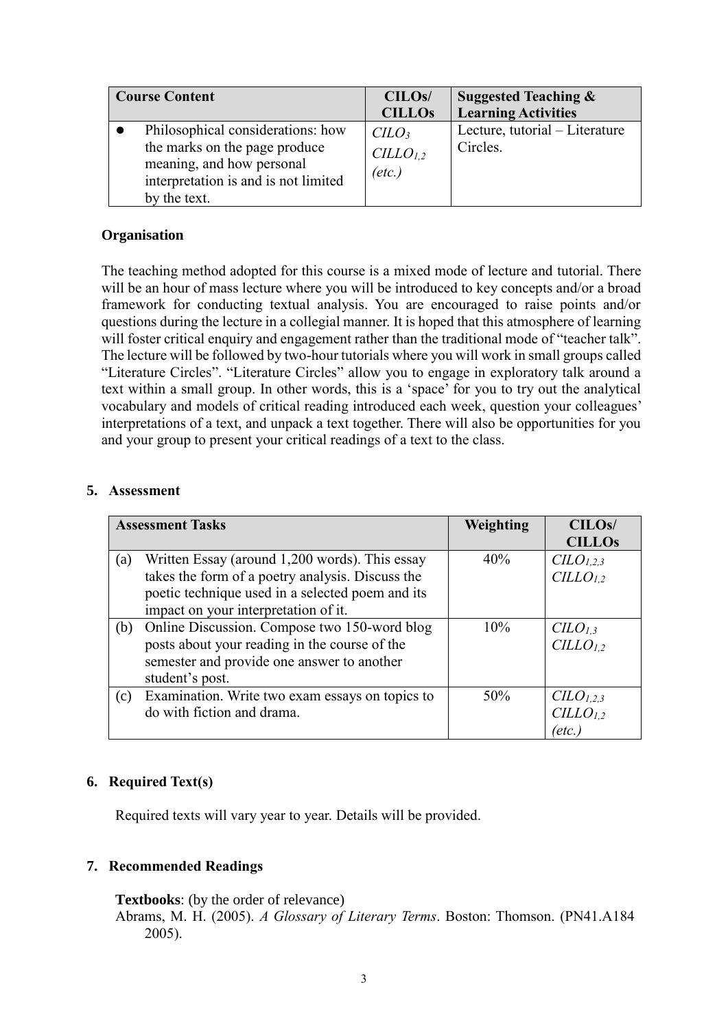| Course Content | CILOs/ CILLOs | Suggested Teaching & Learning Activities |
|---|---|---|
| • Philosophical considerations: how the marks on the page produce meaning, and how personal interpretation is and is not limited by the text. | *CILO*$_3$ *CILLO*$_{1,2}$ *(etc.)* | Lecture, tutorial – Literature Circles. |

**Organisation**

The teaching method adopted for this course is a mixed mode of lecture and tutorial. There will be an hour of mass lecture where you will be introduced to key concepts and/or a broad framework for conducting textual analysis. You are encouraged to raise points and/or questions during the lecture in a collegial manner. It is hoped that this atmosphere of learning will foster critical enquiry and engagement rather than the traditional mode of "teacher talk". The lecture will be followed by two-hour tutorials where you will work in small groups called "Literature Circles". "Literature Circles" allow you to engage in exploratory talk around a text within a small group. In other words, this is a 'space' for you to try out the analytical vocabulary and models of critical reading introduced each week, question your colleagues' interpretations of a text, and unpack a text together. There will also be opportunities for you and your group to present your critical readings of a text to the class.

## 5. Assessment

| Assessment Tasks | Weighting | CILOs/ CILLOs |
|---|---|---|
| (a) Written Essay (around 1,200 words). This essay takes the form of a poetry analysis. Discuss the poetic technique used in a selected poem and its impact on your interpretation of it. | 40% | *CILO*$_{1,2,3}$ *CILLO*$_{1,2}$ |
| (b) Online Discussion. Compose two 150-word blog posts about your reading in the course of the semester and provide one answer to another student's post. | 10% | *CILO*$_{1,3}$ *CILLO*$_{1,2}$ |
| (c) Examination. Write two exam essays on topics to do with fiction and drama. | 50% | *CILO*$_{1,2,3}$ *CILLO*$_{1,2}$ *(etc.)* |

## 6. Required Text(s)

Required texts will vary year to year. Details will be provided.

## 7. Recommended Readings

**Textbooks**: (by the order of relevance)

Abrams, M. H. (2005). *A Glossary of Literary Terms*. Boston: Thomson. (PN41.A184 2005).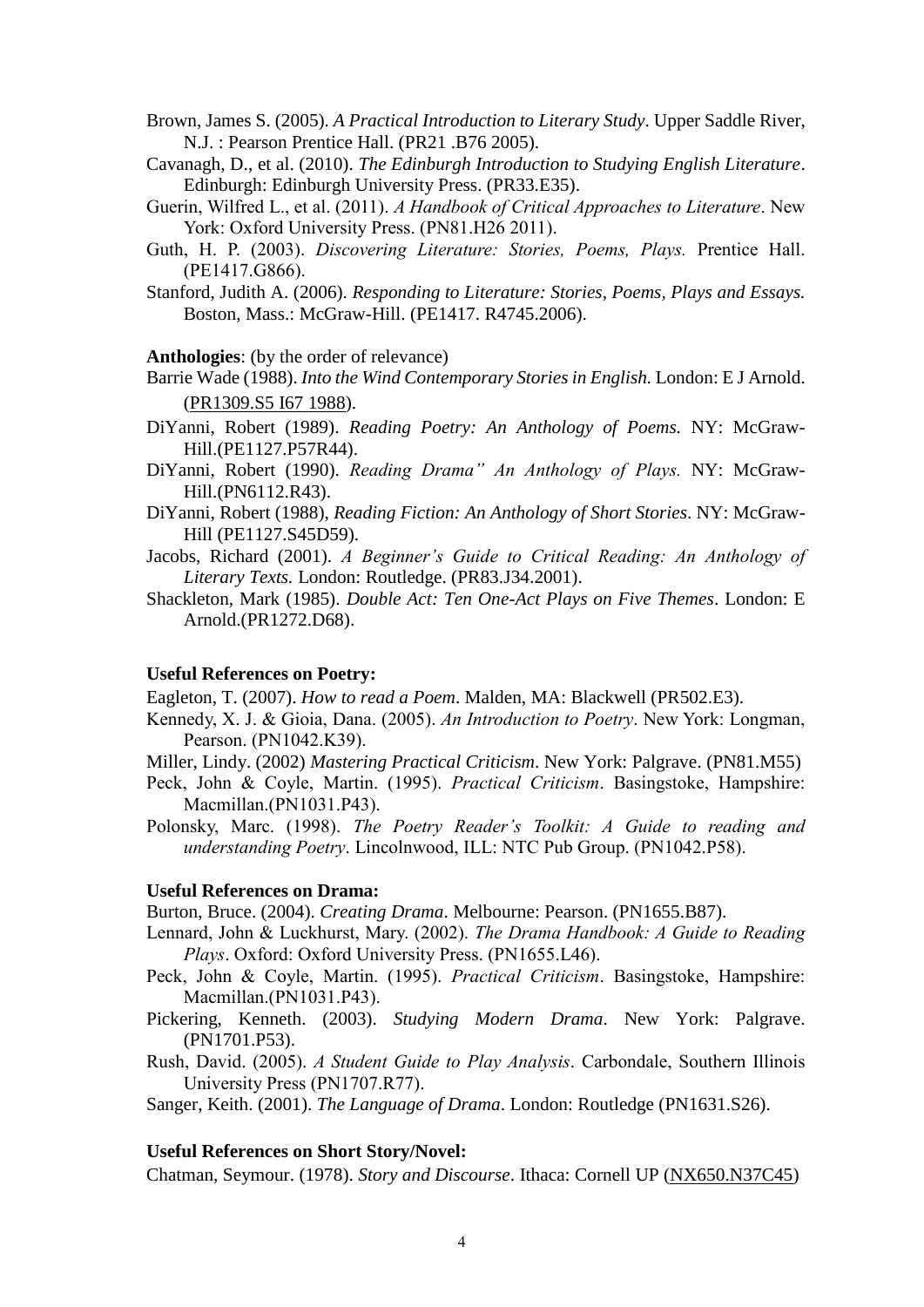Brown, James S. (2005). *A Practical Introduction to Literary Study*. Upper Saddle River, N.J. : Pearson Prentice Hall. (PR21 .B76 2005).

Cavanagh, D., et al. (2010). *The Edinburgh Introduction to Studying English Literature*. Edinburgh: Edinburgh University Press. (PR33.E35).

Guerin, Wilfred L., et al. (2011). *A Handbook of Critical Approaches to Literature*. New York: Oxford University Press. (PN81.H26 2011).

Guth, H. P. (2003). *Discovering Literature: Stories, Poems, Plays.* Prentice Hall. (PE1417.G866).

Stanford, Judith A. (2006). *Responding to Literature: Stories, Poems, Plays and Essays.* Boston, Mass.: McGraw-Hill. (PE1417. R4745.2006).

**Anthologies**: (by the order of relevance)

Barrie Wade (1988). *Into the Wind Contemporary Stories in English.* London: E J Arnold. (PR1309.S5 I67 1988).

DiYanni, Robert (1989). *Reading Poetry: An Anthology of Poems.* NY: McGraw-Hill.(PE1127.P57R44).

DiYanni, Robert (1990). *Reading Drama" An Anthology of Plays.* NY: McGraw-Hill.(PN6112.R43).

DiYanni, Robert (1988), *Reading Fiction: An Anthology of Short Stories*. NY: McGraw-Hill (PE1127.S45D59).

Jacobs, Richard (2001). *A Beginner's Guide to Critical Reading: An Anthology of Literary Texts.* London: Routledge. (PR83.J34.2001).

Shackleton, Mark (1985). *Double Act: Ten One-Act Plays on Five Themes*. London: E Arnold.(PR1272.D68).

**Useful References on Poetry:**

Eagleton, T. (2007). *How to read a Poem*. Malden, MA: Blackwell (PR502.E3).

Kennedy, X. J. & Gioia, Dana. (2005). *An Introduction to Poetry*. New York: Longman, Pearson. (PN1042.K39).

Miller, Lindy. (2002) *Mastering Practical Criticism*. New York: Palgrave. (PN81.M55)

Peck, John & Coyle, Martin. (1995). *Practical Criticism*. Basingstoke, Hampshire: Macmillan.(PN1031.P43).

Polonsky, Marc. (1998). *The Poetry Reader's Toolkit: A Guide to reading and understanding Poetry*. Lincolnwood, ILL: NTC Pub Group. (PN1042.P58).

**Useful References on Drama:**

Burton, Bruce. (2004). *Creating Drama*. Melbourne: Pearson. (PN1655.B87).

Lennard, John & Luckhurst, Mary. (2002). *The Drama Handbook: A Guide to Reading Plays*. Oxford: Oxford University Press. (PN1655.L46).

Peck, John & Coyle, Martin. (1995). *Practical Criticism*. Basingstoke, Hampshire: Macmillan.(PN1031.P43).

Pickering, Kenneth. (2003). *Studying Modern Drama*. New York: Palgrave. (PN1701.P53).

Rush, David. (2005). *A Student Guide to Play Analysis*. Carbondale, Southern Illinois University Press (PN1707.R77).

Sanger, Keith. (2001). *The Language of Drama*. London: Routledge (PN1631.S26).

**Useful References on Short Story/Novel:**

Chatman, Seymour. (1978). *Story and Discourse*. Ithaca: Cornell UP (NX650.N37C45)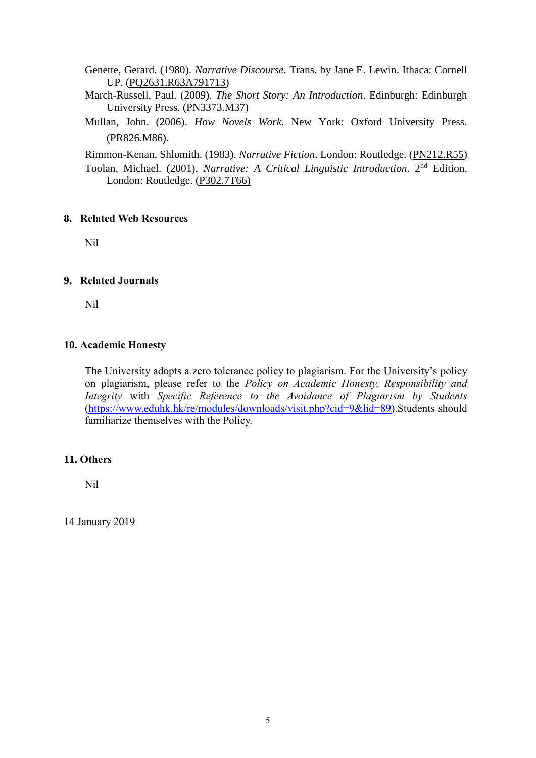Genette, Gerard. (1980). *Narrative Discourse*. Trans. by Jane E. Lewin. Ithaca: Cornell UP. (PQ2631.R63A791713)

March-Russell, Paul. (2009). *The Short Story: An Introduction*. Edinburgh: Edinburgh University Press. (PN3373.M37)

Mullan, John. (2006). *How Novels Work*. New York: Oxford University Press. (PR826.M86).

Rimmon-Kenan, Shlomith. (1983). *Narrative Fiction*. London: Routledge. (PN212.R55)

Toolan, Michael. (2001). *Narrative: A Critical Linguistic Introduction*. 2nd Edition. London: Routledge. (P302.7T66)

## 8. Related Web Resources

Nil

## 9. Related Journals

Nil

## 10. Academic Honesty

The University adopts a zero tolerance policy to plagiarism. For the University's policy on plagiarism, please refer to the *Policy on Academic Honesty, Responsibility and Integrity* with *Specific Reference to the Avoidance of Plagiarism by Students* (https://www.eduhk.hk/re/modules/downloads/visit.php?cid=9&lid=89).Students should familiarize themselves with the Policy.

## 11. Others

Nil

14 January 2019